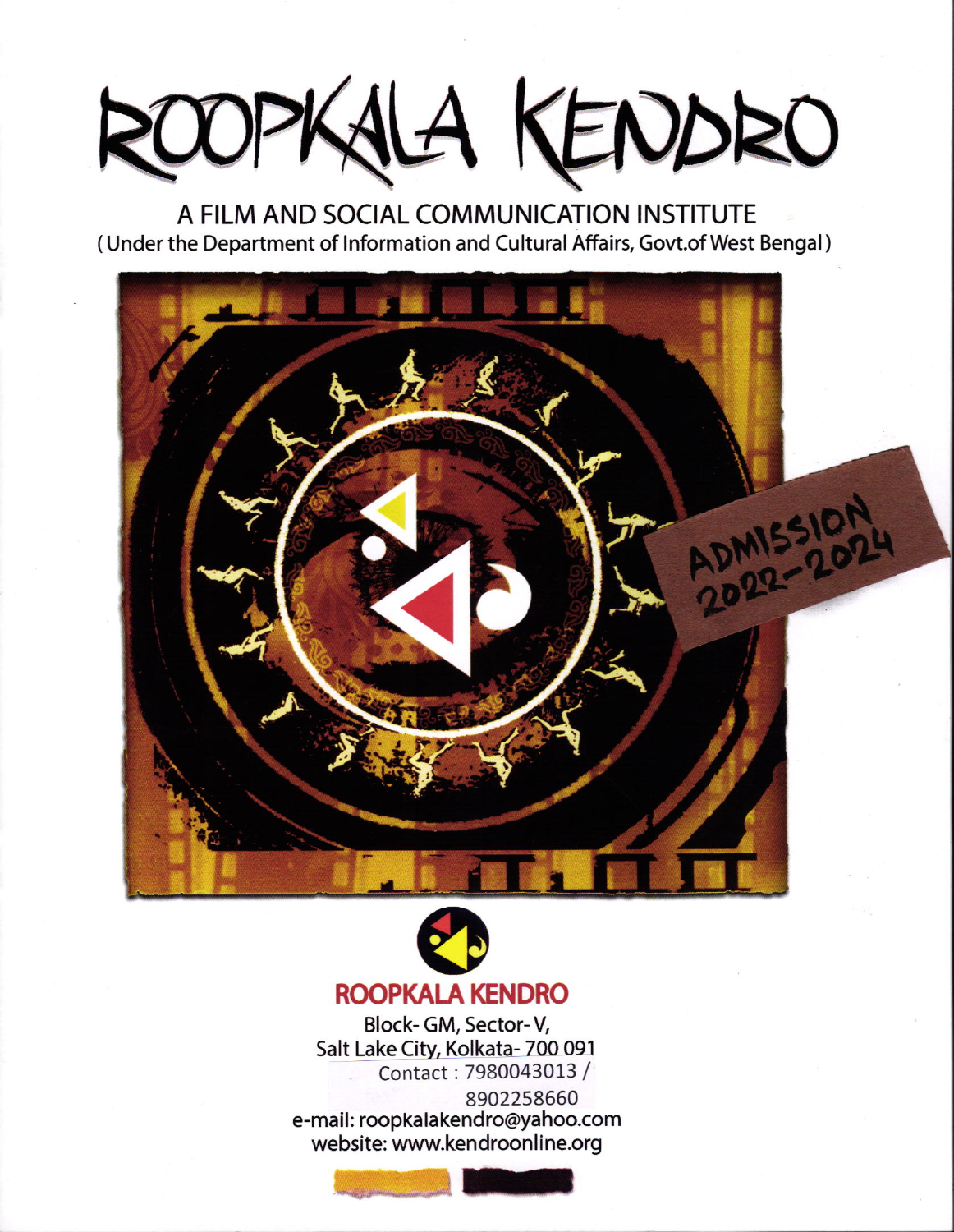# ROOPKALA KENDRO

## A FILM AND SOCIAL COMMUNICATION INSTITUTE

(Under the Department of Information and Cultural Affairs, Govt.of West Bengal)

ADMISSION 2022-2024

**ROOPKALA KENDRO**

Block- GM, Sector- V,
Salt Lake City, Kolkata- 700 091
Contact : 7980043013 /
8902258660
e-mail: roopkalakendro@yahoo.com
website: www.kendroonline.org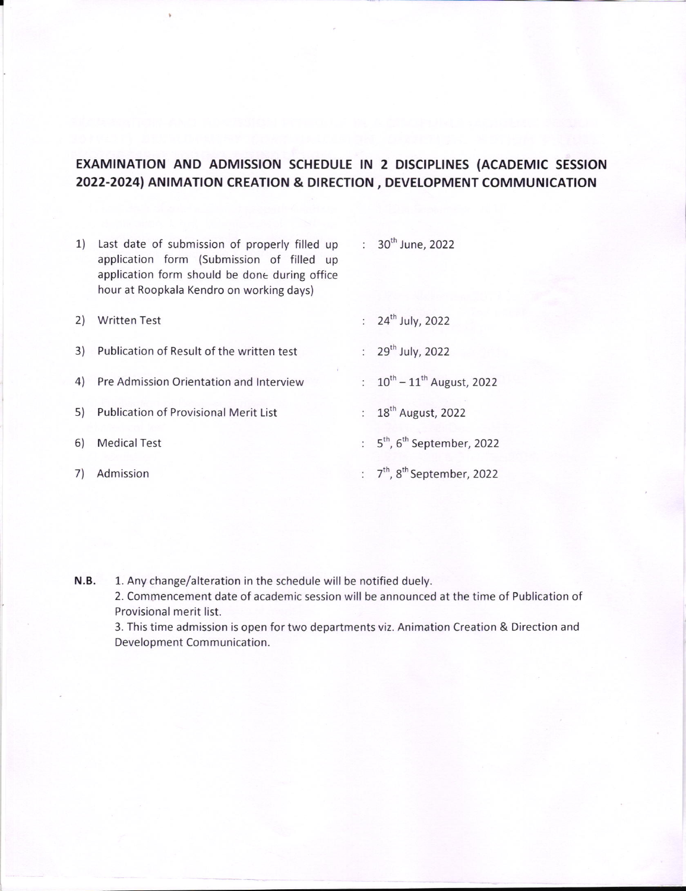## EXAMINATION AND ADMISSION SCHEDULE IN 2 DISCIPLINES (ACADEMIC SESSION 2022-2024) ANIMATION CREATION & DIRECTION , DEVELOPMENT COMMUNICATION

| | | |
|---|---|---|
| 1) | Last date of submission of properly filled up application form (Submission of filled up application form should be done during office hour at Roopkala Kendro on working days) | : 30th June, 2022 |
| 2) | Written Test | : 24th July, 2022 |
| 3) | Publication of Result of the written test | : 29th July, 2022 |
| 4) | Pre Admission Orientation and Interview | : 10th – 11th August, 2022 |
| 5) | Publication of Provisional Merit List | : 18th August, 2022 |
| 6) | Medical Test | : 5th, 6th September, 2022 |
| 7) | Admission | : 7th, 8th September, 2022 |

**N.B.**
1. Any change/alteration in the schedule will be notified duely.
2. Commencement date of academic session will be announced at the time of Publication of Provisional merit list.
3. This time admission is open for two departments viz. Animation Creation & Direction and Development Communication.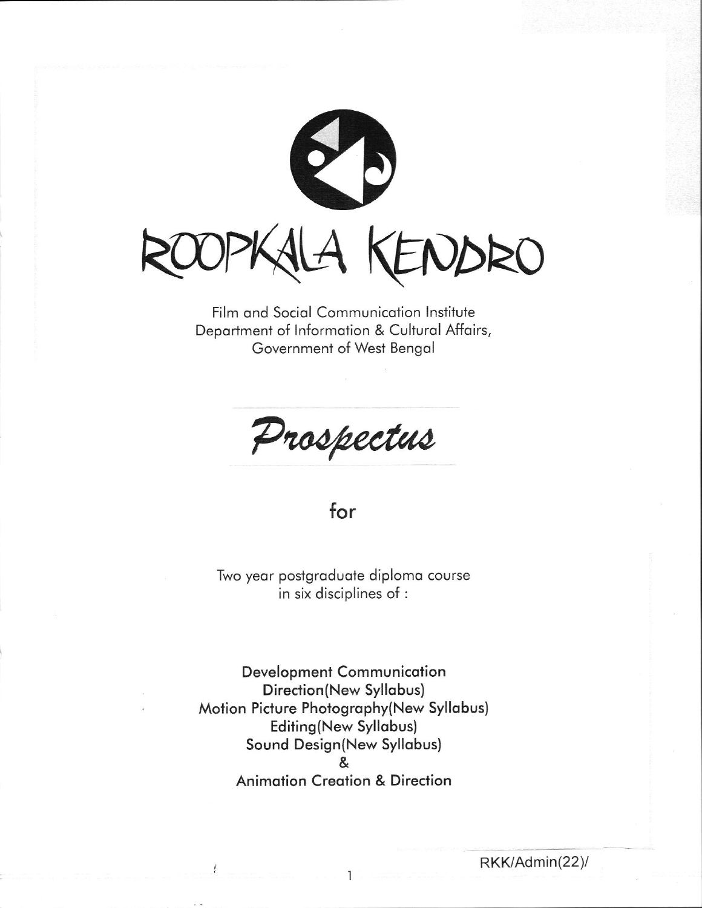# ROOPKALA KENDRO

Film and Social Communication Institute
Department of Information & Cultural Affairs,
Government of West Bengal

## *Prospectus*

**for**

Two year postgraduate diploma course
in six disciplines of :

**Development Communication**
**Direction(New Syllabus)**
**Motion Picture Photography(New Syllabus)**
**Editing(New Syllabus)**
**Sound Design(New Syllabus)**
**&**
**Animation Creation & Direction**

RKK/Admin(22)/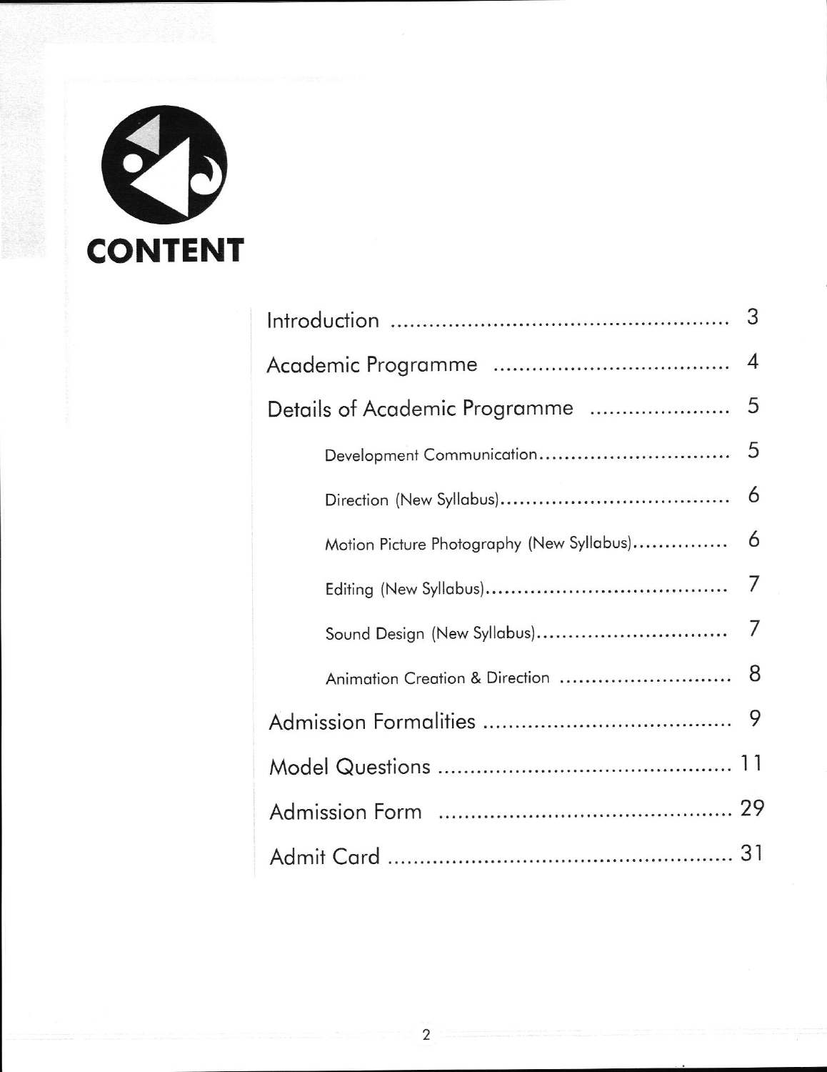# CONTENT

- Introduction ........ 3
- Academic Programme ........ 4
- Details of Academic Programme ........ 5
  - Development Communication ........ 5
  - Direction (New Syllabus) ........ 6
  - Motion Picture Photography (New Syllabus) ........ 6
  - Editing (New Syllabus) ........ 7
  - Sound Design (New Syllabus) ........ 7
  - Animation Creation & Direction ........ 8
- Admission Formalities ........ 9
- Model Questions ........ 11
- Admission Form ........ 29
- Admit Card ........ 31